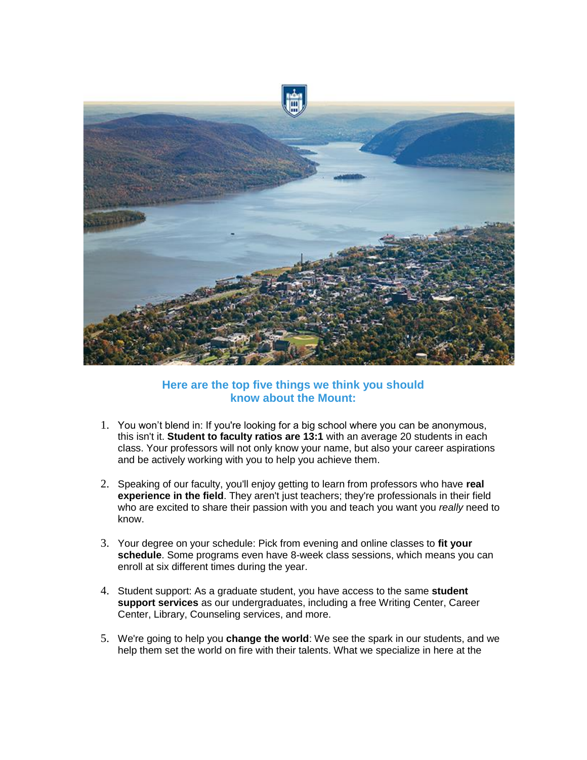## Here are the top five things we think you should know about the Mount:

1. You won't blend in: If you're looking for a big school where you can be anonymous, this isn't it. **Student to faculty ratios are 13:1** with an average 20 students in each class. Your professors will not only know your name, but also your career aspirations and be actively working with you to help you achieve them.

2. Speaking of our faculty, you'll enjoy getting to learn from professors who have **real experience in the field**. They aren't just teachers; they're professionals in their field who are excited to share their passion with you and teach you want you *really* need to know.

3. Your degree on your schedule: Pick from evening and online classes to **fit your schedule**. Some programs even have 8-week class sessions, which means you can enroll at six different times during the year.

4. Student support: As a graduate student, you have access to the same **student support services** as our undergraduates, including a free Writing Center, Career Center, Library, Counseling services, and more.

5. We're going to help you **change the world**: We see the spark in our students, and we help them set the world on fire with their talents. What we specialize in here at the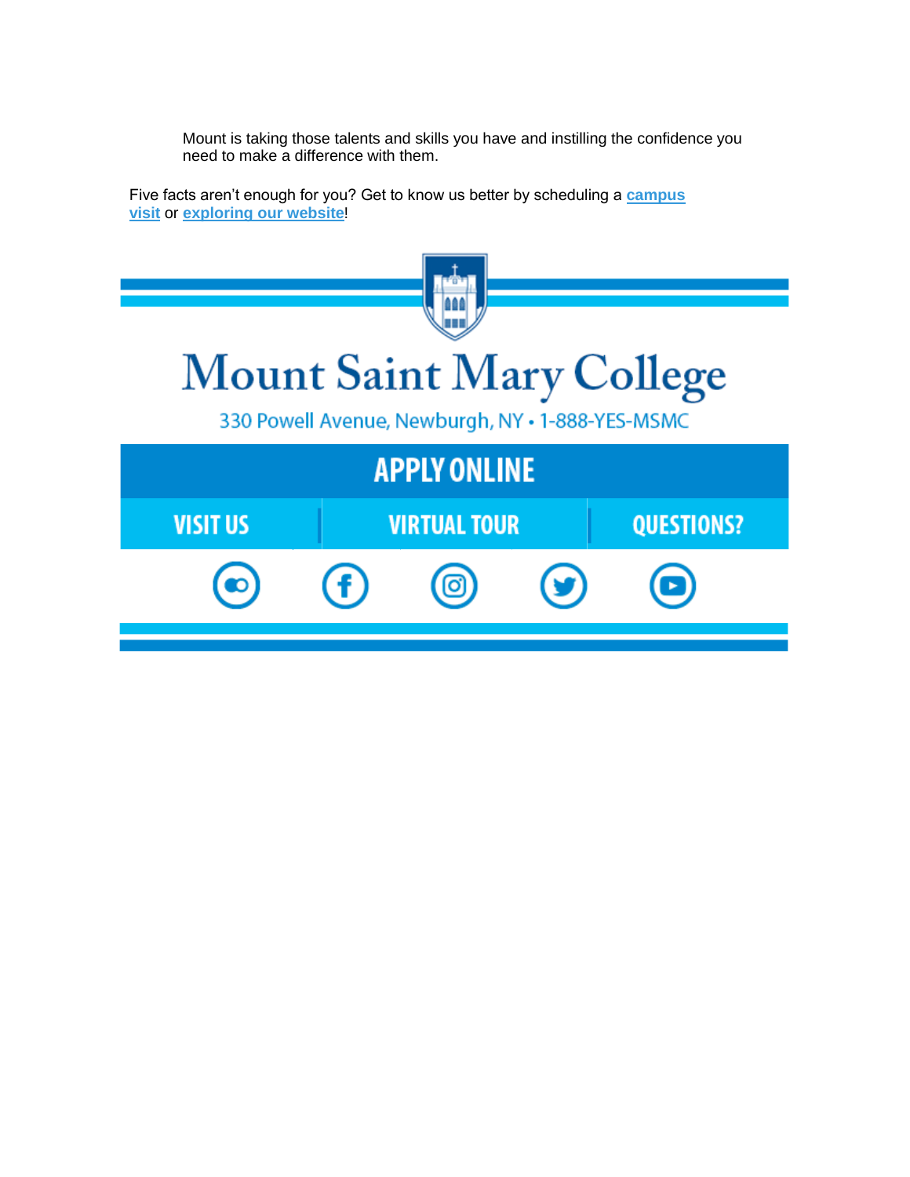Mount is taking those talents and skills you have and instilling the confidence you need to make a difference with them.

Five facts aren't enough for you? Get to know us better by scheduling a **campus visit** or **exploring our website**!

Mount Saint Mary College

330 Powell Avenue, Newburgh, NY • 1-888-YES-MSMC

APPLY ONLINE

VISIT US | VIRTUAL TOUR | QUESTIONS?